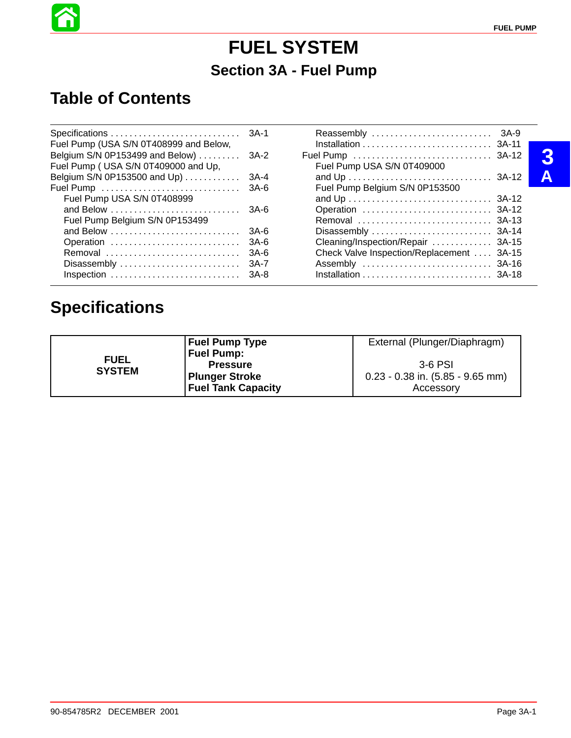# FUEL SYSTEM

## Section 3A - Fuel Pump

## Table of Contents

| | |
|---|---|
| Specifications | 3A-1 |
| Fuel Pump (USA S/N 0T408999 and Below, Belgium S/N 0P153499 and Below) | 3A-2 |
| Fuel Pump ( USA S/N 0T409000 and Up, Belgium S/N 0P153500 and Up) | 3A-4 |
| Fuel Pump | 3A-6 |
| Fuel Pump USA S/N 0T408999 and Below | 3A-6 |
| Fuel Pump Belgium S/N 0P153499 and Below | 3A-6 |
| Operation | 3A-6 |
| Removal | 3A-6 |
| Disassembly | 3A-7 |
| Inspection | 3A-8 |
| Reassembly | 3A-9 |
| Installation | 3A-11 |
| Fuel Pump | 3A-12 |
| Fuel Pump USA S/N 0T409000 and Up | 3A-12 |
| Fuel Pump Belgium S/N 0P153500 and Up | 3A-12 |
| Operation | 3A-12 |
| Removal | 3A-13 |
| Disassembly | 3A-14 |
| Cleaning/Inspection/Repair | 3A-15 |
| Check Valve Inspection/Replacement | 3A-15 |
| Assembly | 3A-16 |
| Installation | 3A-18 |

## Specifications

| | | |
|---|---|---|
| **FUEL SYSTEM** | **Fuel Pump Type** | External (Plunger/Diaphragm) |
| | **Fuel Pump:** | |
| | **Pressure** | 3-6 PSI |
| | **Plunger Stroke** | 0.23 - 0.38 in. (5.85 - 9.65 mm) |
| | **Fuel Tank Capacity** | Accessory |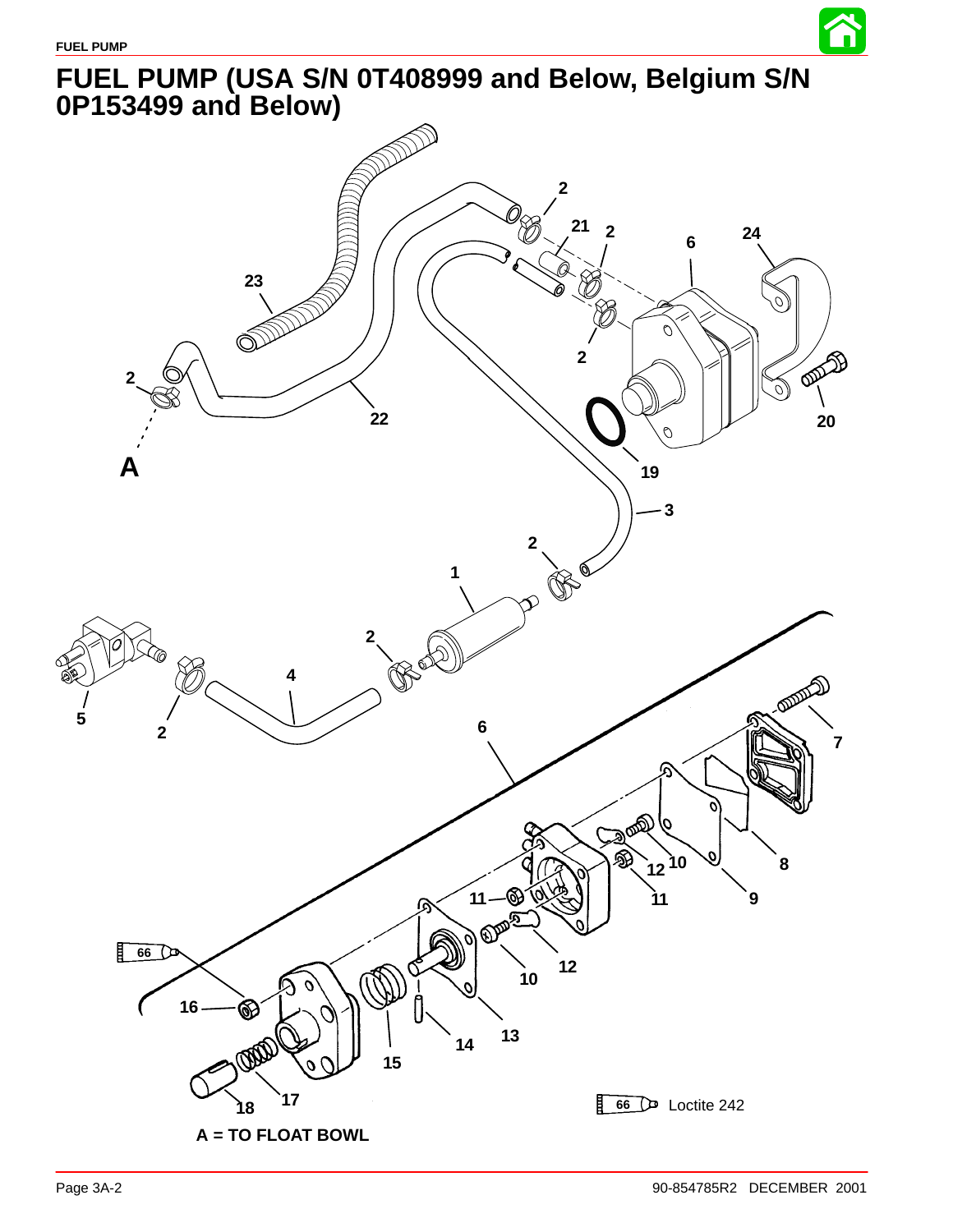# FUEL PUMP (USA S/N 0T408999 and Below, Belgium S/N 0P153499 and Below)

66 Loctite 242

A = TO FLOAT BOWL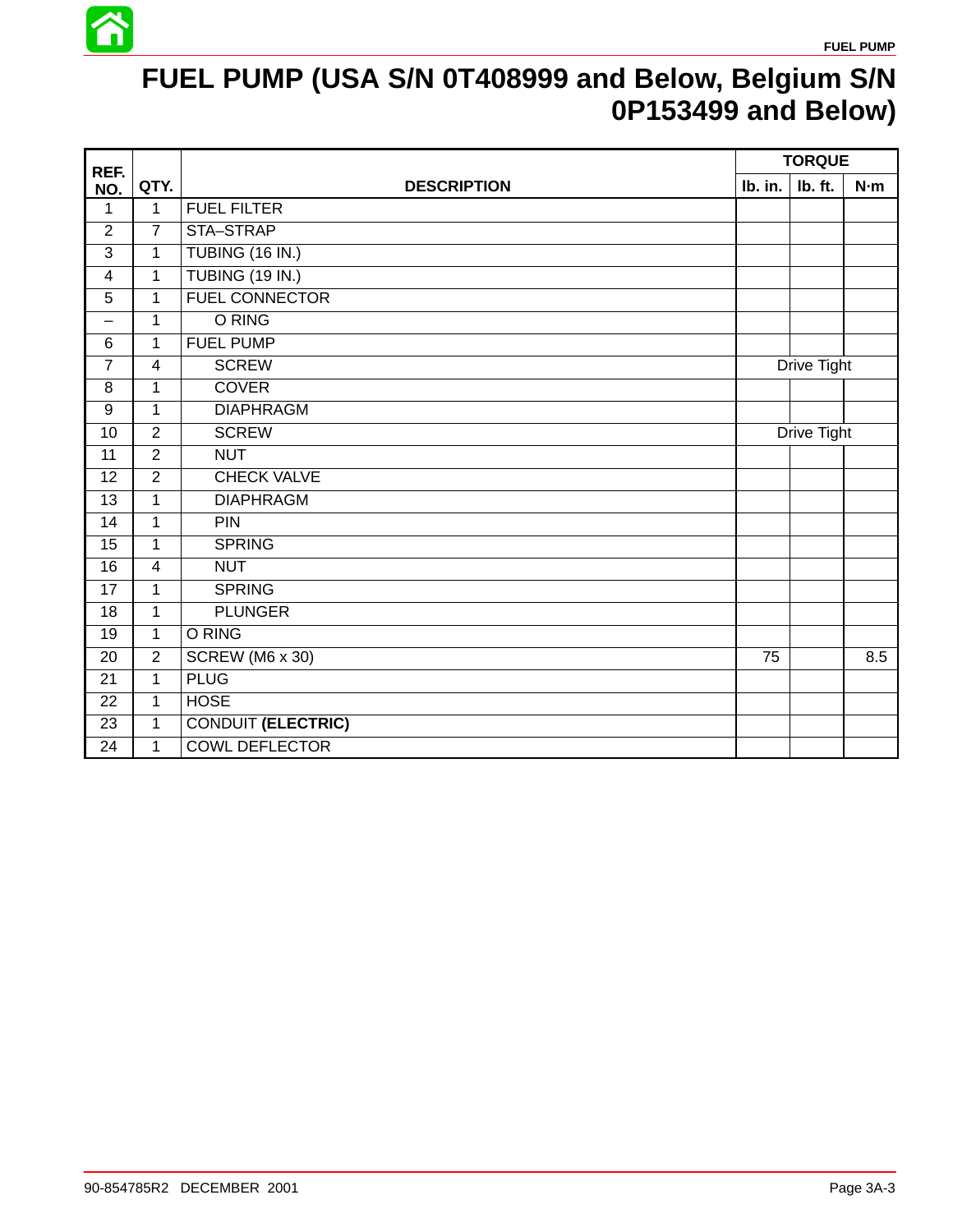# FUEL PUMP (USA S/N 0T408999 and Below, Belgium S/N 0P153499 and Below)

| REF. NO. | QTY. | DESCRIPTION | TORQUE | | |
|---|---|---|---|---|---|
| | | | lb. in. | lb. ft. | N·m |
| 1 | 1 | FUEL FILTER | | | |
| 2 | 7 | STA–STRAP | | | |
| 3 | 1 | TUBING (16 IN.) | | | |
| 4 | 1 | TUBING (19 IN.) | | | |
| 5 | 1 | FUEL CONNECTOR | | | |
| – | 1 | O RING | | | |
| 6 | 1 | FUEL PUMP | | | |
| 7 | 4 | SCREW | | Drive Tight | |
| 8 | 1 | COVER | | | |
| 9 | 1 | DIAPHRAGM | | | |
| 10 | 2 | SCREW | | Drive Tight | |
| 11 | 2 | NUT | | | |
| 12 | 2 | CHECK VALVE | | | |
| 13 | 1 | DIAPHRAGM | | | |
| 14 | 1 | PIN | | | |
| 15 | 1 | SPRING | | | |
| 16 | 4 | NUT | | | |
| 17 | 1 | SPRING | | | |
| 18 | 1 | PLUNGER | | | |
| 19 | 1 | O RING | | | |
| 20 | 2 | SCREW (M6 x 30) | 75 | | 8.5 |
| 21 | 1 | PLUG | | | |
| 22 | 1 | HOSE | | | |
| 23 | 1 | CONDUIT **(ELECTRIC)** | | | |
| 24 | 1 | COWL DEFLECTOR | | | |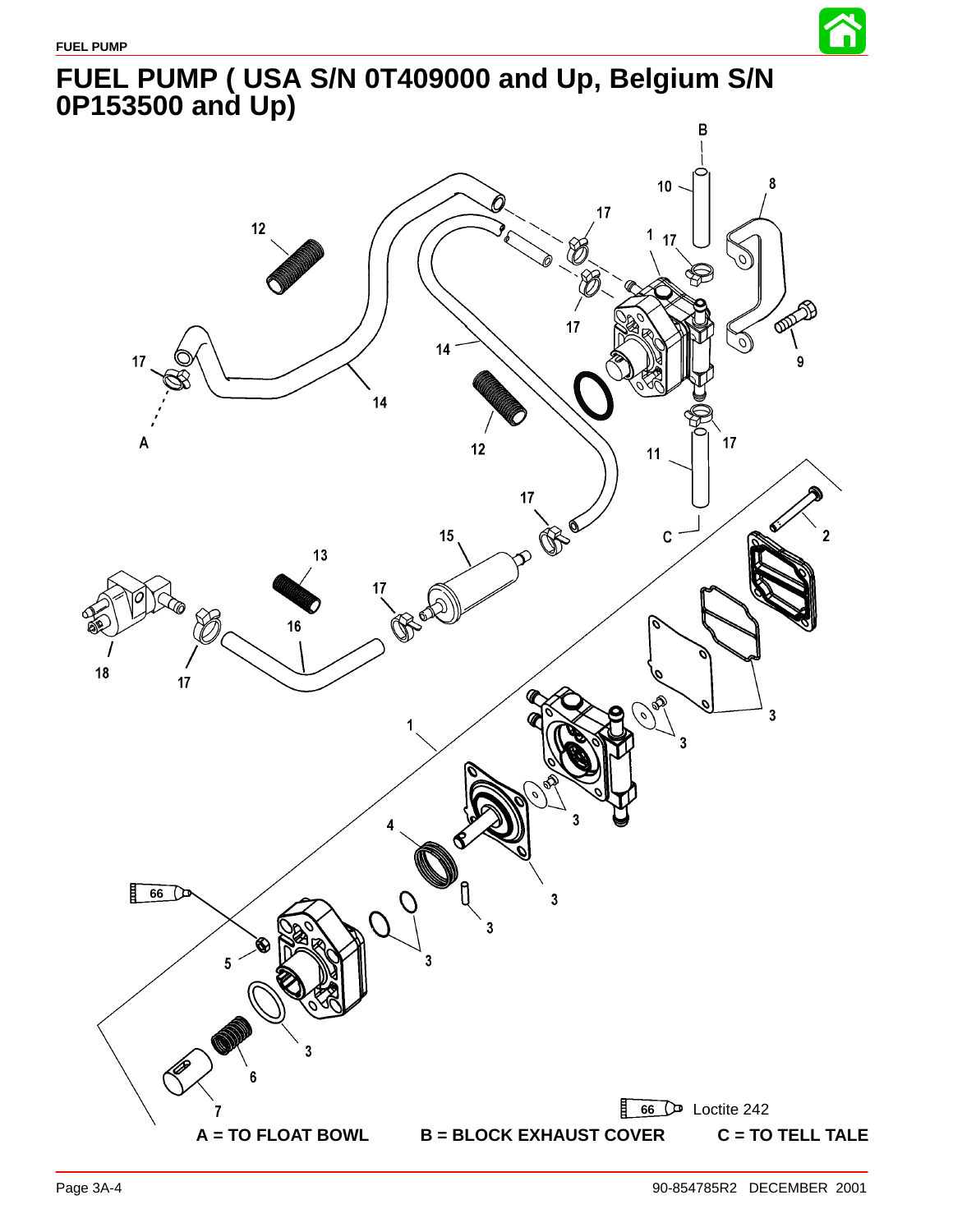# FUEL PUMP ( USA S/N 0T409000 and Up, Belgium S/N 0P153500 and Up)

66 Loctite 242

**A = TO FLOAT BOWL** **B = BLOCK EXHAUST COVER** **C = TO TELL TALE**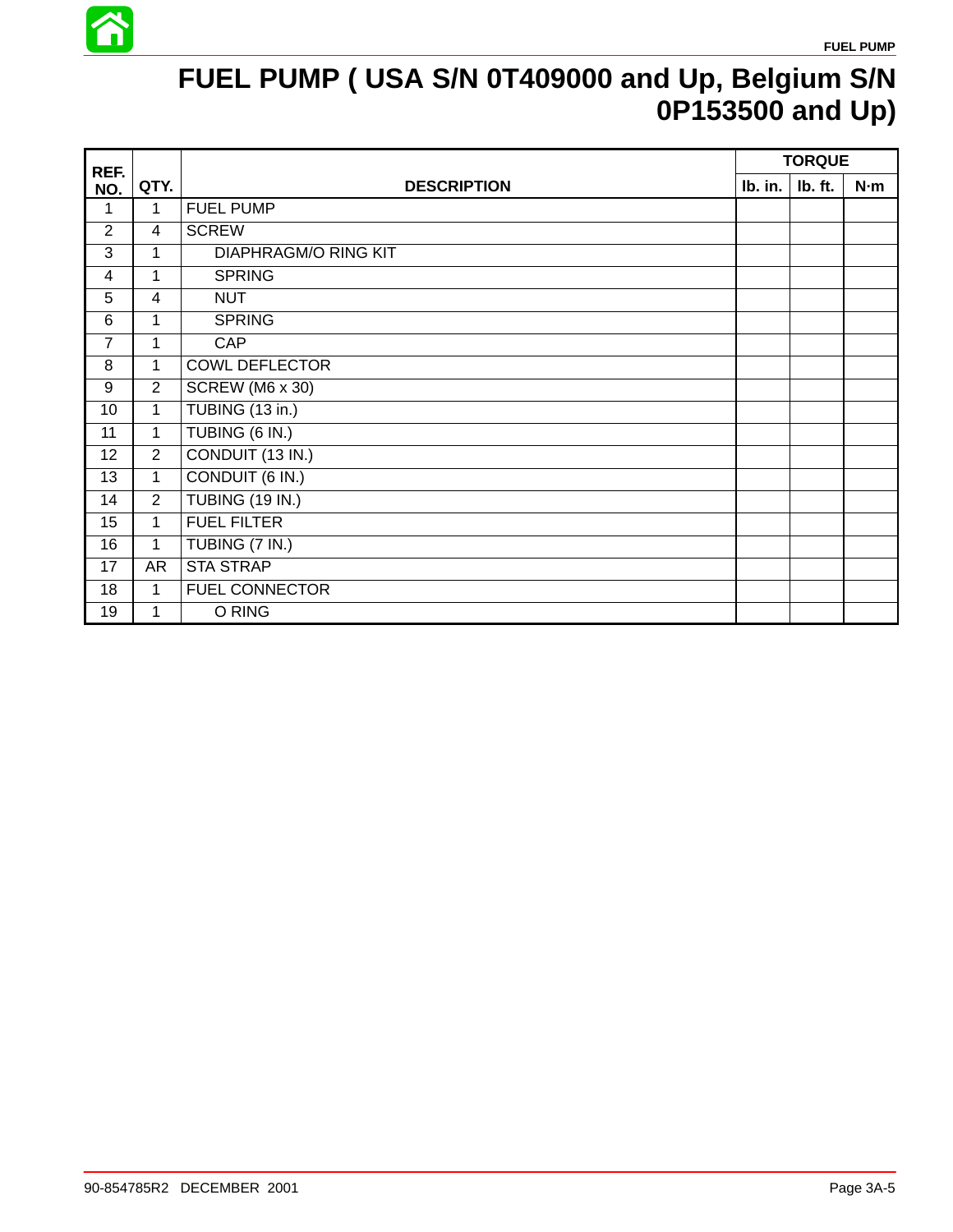# FUEL PUMP ( USA S/N 0T409000 and Up, Belgium S/N 0P153500 and Up)

| REF. NO. | QTY. | DESCRIPTION | TORQUE | | |
|---|---|---|---|---|---|
| | | | lb. in. | lb. ft. | N·m |
| 1 | 1 | FUEL PUMP | | | |
| 2 | 4 | SCREW | | | |
| 3 | 1 | DIAPHRAGM/O RING KIT | | | |
| 4 | 1 | SPRING | | | |
| 5 | 4 | NUT | | | |
| 6 | 1 | SPRING | | | |
| 7 | 1 | CAP | | | |
| 8 | 1 | COWL DEFLECTOR | | | |
| 9 | 2 | SCREW (M6 x 30) | | | |
| 10 | 1 | TUBING (13 in.) | | | |
| 11 | 1 | TUBING (6 IN.) | | | |
| 12 | 2 | CONDUIT (13 IN.) | | | |
| 13 | 1 | CONDUIT (6 IN.) | | | |
| 14 | 2 | TUBING (19 IN.) | | | |
| 15 | 1 | FUEL FILTER | | | |
| 16 | 1 | TUBING (7 IN.) | | | |
| 17 | AR | STA STRAP | | | |
| 18 | 1 | FUEL CONNECTOR | | | |
| 19 | 1 | O RING | | | |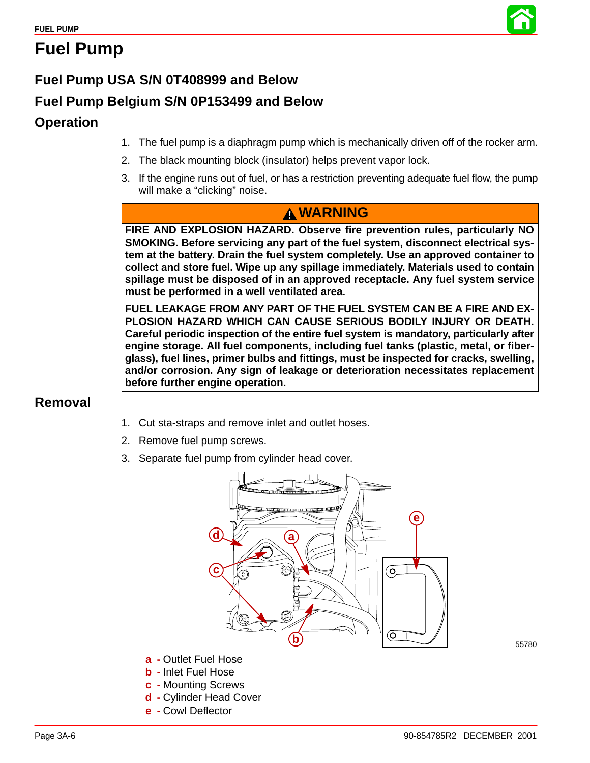# Fuel Pump

## Fuel Pump USA S/N 0T408999 and Below

## Fuel Pump Belgium S/N 0P153499 and Below

### Operation

1. The fuel pump is a diaphragm pump which is mechanically driven off of the rocker arm.
2. The black mounting block (insulator) helps prevent vapor lock.
3. If the engine runs out of fuel, or has a restriction preventing adequate fuel flow, the pump will make a "clicking" noise.

> **⚠ WARNING**
>
> **FIRE AND EXPLOSION HAZARD. Observe fire prevention rules, particularly NO SMOKING. Before servicing any part of the fuel system, disconnect electrical system at the battery. Drain the fuel system completely. Use an approved container to collect and store fuel. Wipe up any spillage immediately. Materials used to contain spillage must be disposed of in an approved receptacle. Any fuel system service must be performed in a well ventilated area.**
>
> **FUEL LEAKAGE FROM ANY PART OF THE FUEL SYSTEM CAN BE A FIRE AND EXPLOSION HAZARD WHICH CAN CAUSE SERIOUS BODILY INJURY OR DEATH. Careful periodic inspection of the entire fuel system is mandatory, particularly after engine storage. All fuel components, including fuel tanks (plastic, metal, or fiberglass), fuel lines, primer bulbs and fittings, must be inspected for cracks, swelling, and/or corrosion. Any sign of leakage or deterioration necessitates replacement before further engine operation.**

### Removal

1. Cut sta-straps and remove inlet and outlet hoses.
2. Remove fuel pump screws.
3. Separate fuel pump from cylinder head cover.

55780

**a** - Outlet Fuel Hose
**b** - Inlet Fuel Hose
**c** - Mounting Screws
**d** - Cylinder Head Cover
**e** - Cowl Deflector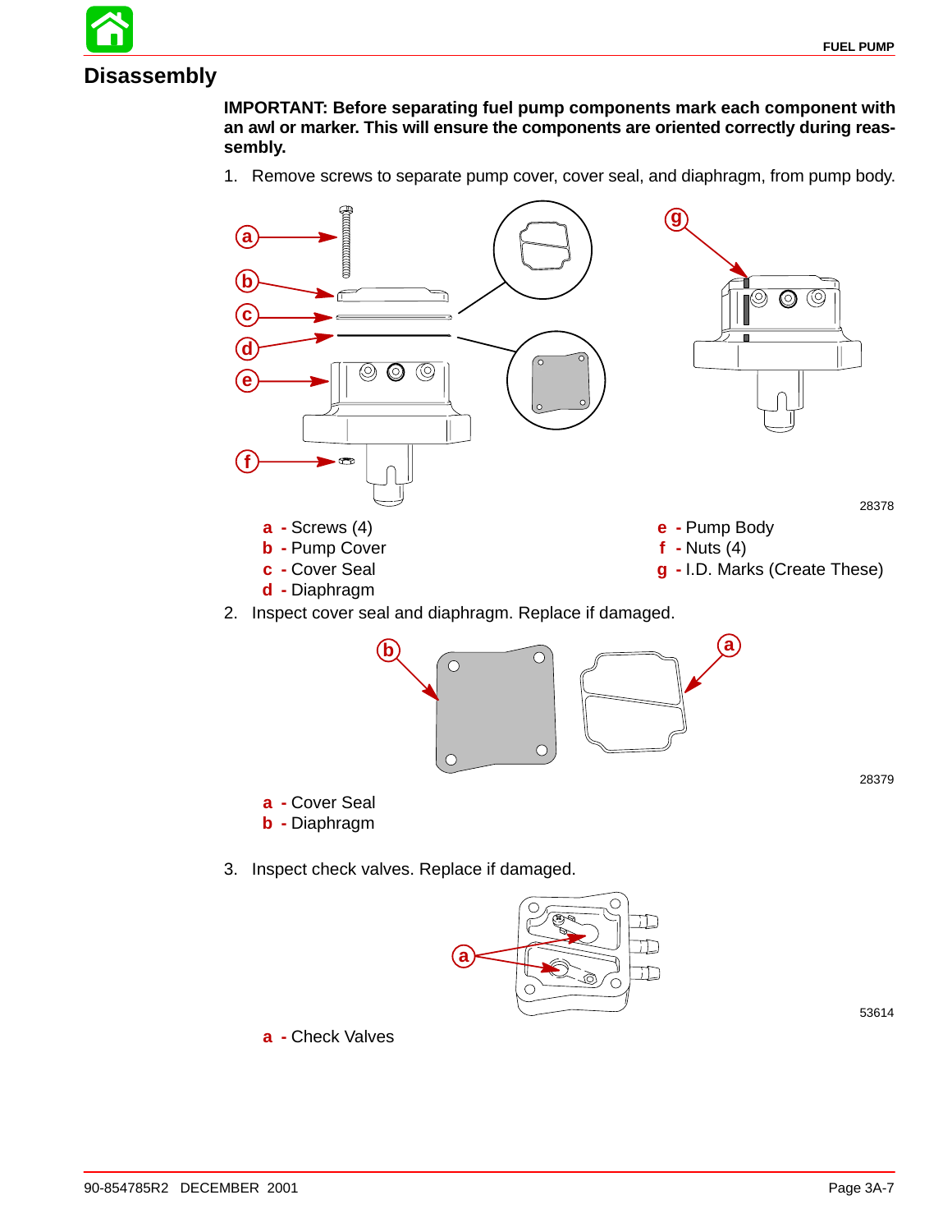## Disassembly

**IMPORTANT: Before separating fuel pump components mark each component with an awl or marker. This will ensure the components are oriented correctly during reassembly.**

1. Remove screws to separate pump cover, cover seal, and diaphragm, from pump body.

28378

a - Screws (4)
b - Pump Cover
c - Cover Seal
d - Diaphragm
e - Pump Body
f - Nuts (4)
g - I.D. Marks (Create These)

2. Inspect cover seal and diaphragm. Replace if damaged.

28379

a - Cover Seal
b - Diaphragm

3. Inspect check valves. Replace if damaged.

53614

a - Check Valves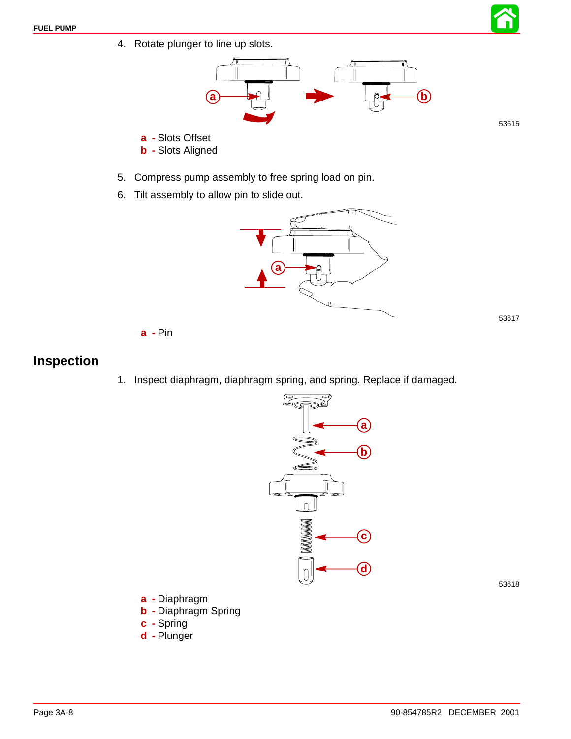4. Rotate plunger to line up slots.

53615

**a** - Slots Offset
**b** - Slots Aligned

5. Compress pump assembly to free spring load on pin.
6. Tilt assembly to allow pin to slide out.

53617

**a** - Pin

## Inspection

1. Inspect diaphragm, diaphragm spring, and spring. Replace if damaged.

53618

**a** - Diaphragm
**b** - Diaphragm Spring
**c** - Spring
**d** - Plunger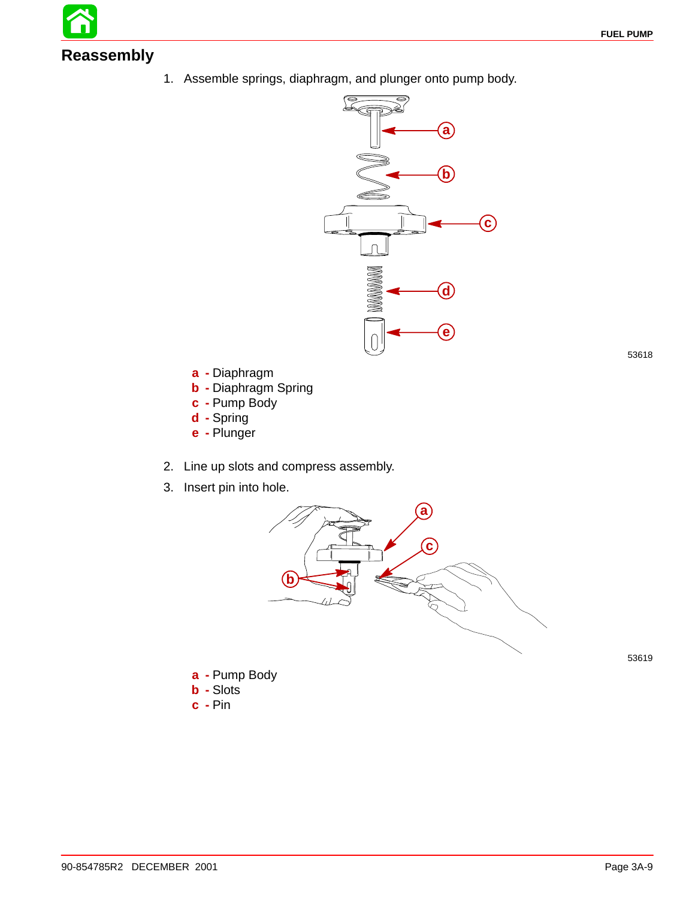## Reassembly

1. Assemble springs, diaphragm, and plunger onto pump body.

53618

**a** - Diaphragm
**b** - Diaphragm Spring
**c** - Pump Body
**d** - Spring
**e** - Plunger

2. Line up slots and compress assembly.
3. Insert pin into hole.

53619

**a** - Pump Body
**b** - Slots
**c** - Pin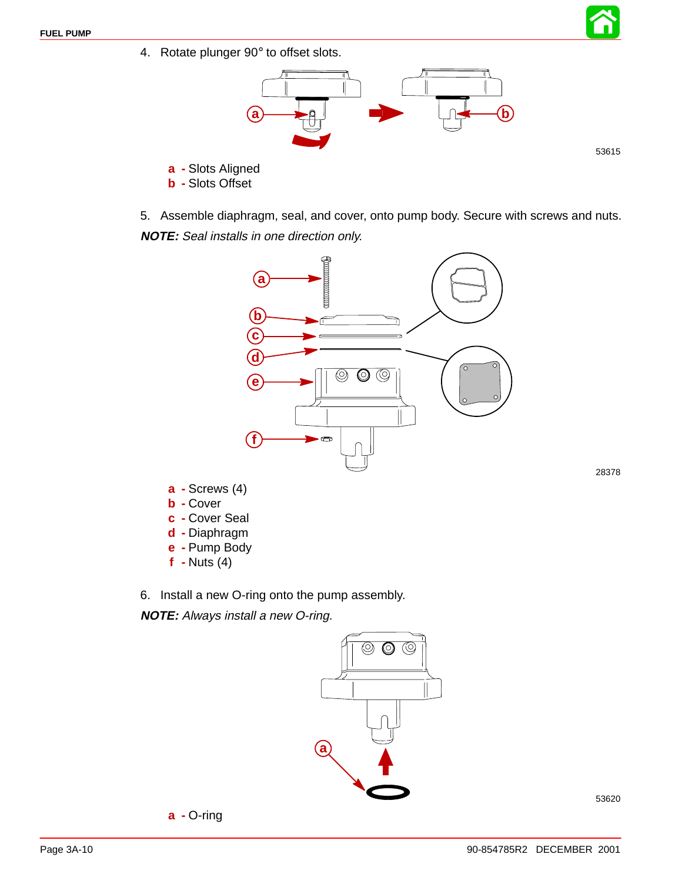4. Rotate plunger 90° to offset slots.

53615

**a** - Slots Aligned
**b** - Slots Offset

5. Assemble diaphragm, seal, and cover, onto pump body. Secure with screws and nuts.

***NOTE:*** *Seal installs in one direction only.*

28378

**a** - Screws (4)
**b** - Cover
**c** - Cover Seal
**d** - Diaphragm
**e** - Pump Body
**f** - Nuts (4)

6. Install a new O-ring onto the pump assembly.

***NOTE:*** *Always install a new O-ring.*

53620

**a** - O-ring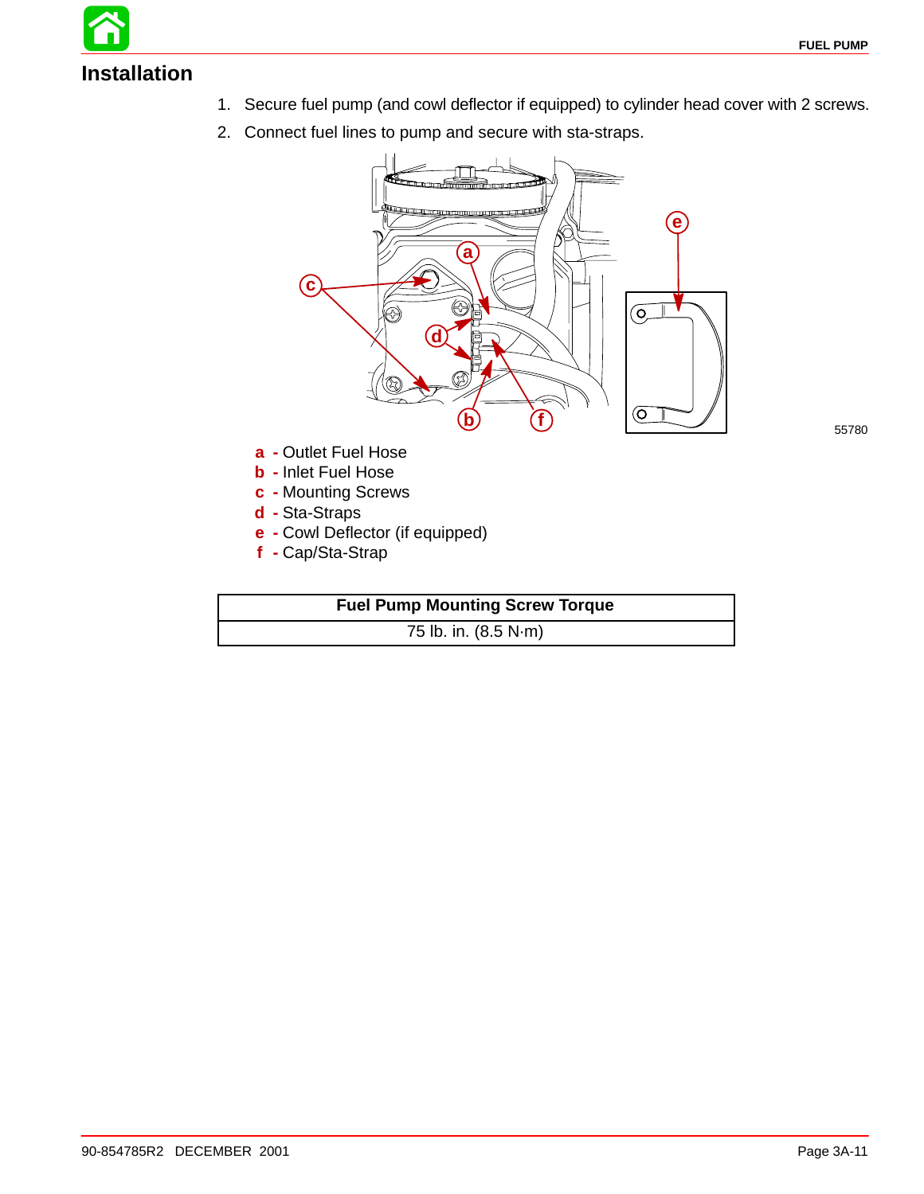## Installation

1. Secure fuel pump (and cowl deflector if equipped) to cylinder head cover with 2 screws.
2. Connect fuel lines to pump and secure with sta-straps.

55780

**a** - Outlet Fuel Hose
**b** - Inlet Fuel Hose
**c** - Mounting Screws
**d** - Sta-Straps
**e** - Cowl Deflector (if equipped)
**f** - Cap/Sta-Strap

| Fuel Pump Mounting Screw Torque |
| --- |
| 75 lb. in. (8.5 N·m) |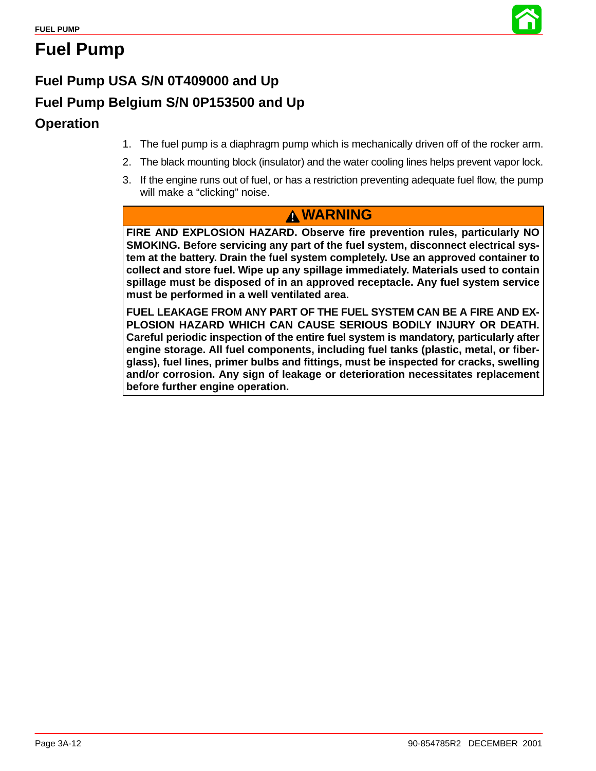# Fuel Pump

## Fuel Pump USA S/N 0T409000 and Up

## Fuel Pump Belgium S/N 0P153500 and Up

## Operation

1. The fuel pump is a diaphragm pump which is mechanically driven off of the rocker arm.
2. The black mounting block (insulator) and the water cooling lines helps prevent vapor lock.
3. If the engine runs out of fuel, or has a restriction preventing adequate fuel flow, the pump will make a “clicking” noise.

> **⚠ WARNING**
>
> **FIRE AND EXPLOSION HAZARD. Observe fire prevention rules, particularly NO SMOKING. Before servicing any part of the fuel system, disconnect electrical system at the battery. Drain the fuel system completely. Use an approved container to collect and store fuel. Wipe up any spillage immediately. Materials used to contain spillage must be disposed of in an approved receptacle. Any fuel system service must be performed in a well ventilated area.**
>
> **FUEL LEAKAGE FROM ANY PART OF THE FUEL SYSTEM CAN BE A FIRE AND EXPLOSION HAZARD WHICH CAN CAUSE SERIOUS BODILY INJURY OR DEATH. Careful periodic inspection of the entire fuel system is mandatory, particularly after engine storage. All fuel components, including fuel tanks (plastic, metal, or fiberglass), fuel lines, primer bulbs and fittings, must be inspected for cracks, swelling and/or corrosion. Any sign of leakage or deterioration necessitates replacement before further engine operation.**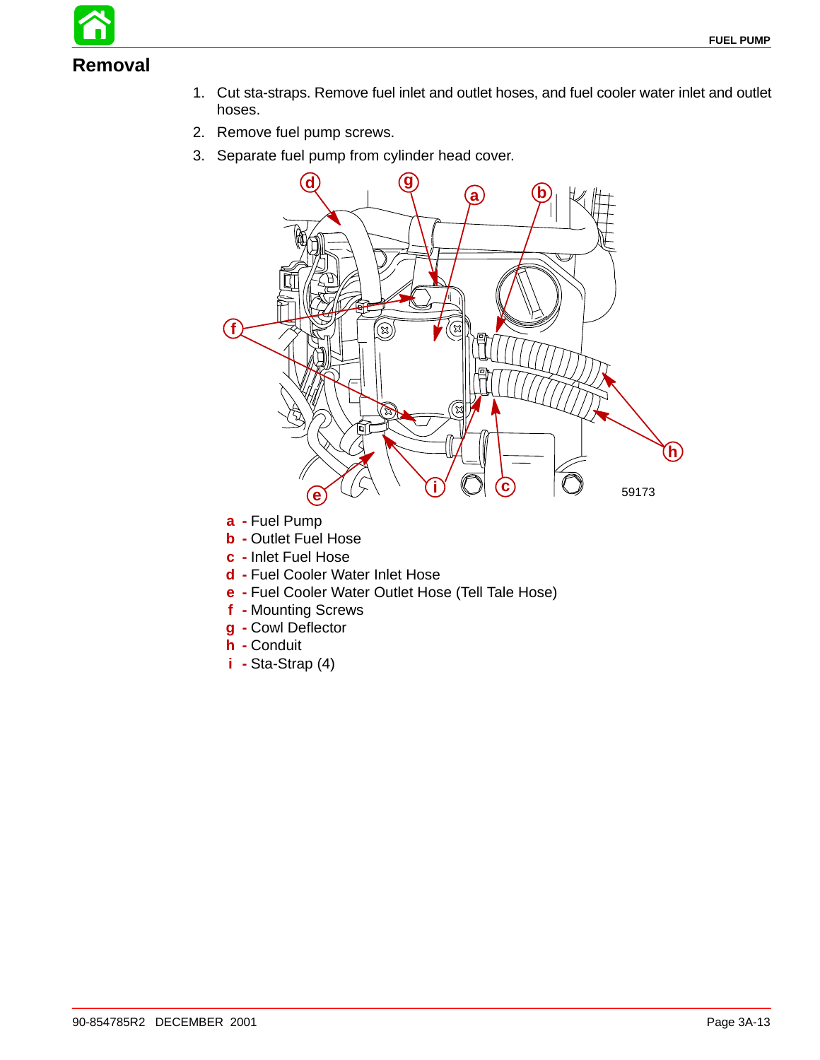## Removal

1. Cut sta-straps. Remove fuel inlet and outlet hoses, and fuel cooler water inlet and outlet hoses.
2. Remove fuel pump screws.
3. Separate fuel pump from cylinder head cover.

59173

**a** - Fuel Pump
**b** - Outlet Fuel Hose
**c** - Inlet Fuel Hose
**d** - Fuel Cooler Water Inlet Hose
**e** - Fuel Cooler Water Outlet Hose (Tell Tale Hose)
**f** - Mounting Screws
**g** - Cowl Deflector
**h** - Conduit
**i** - Sta-Strap (4)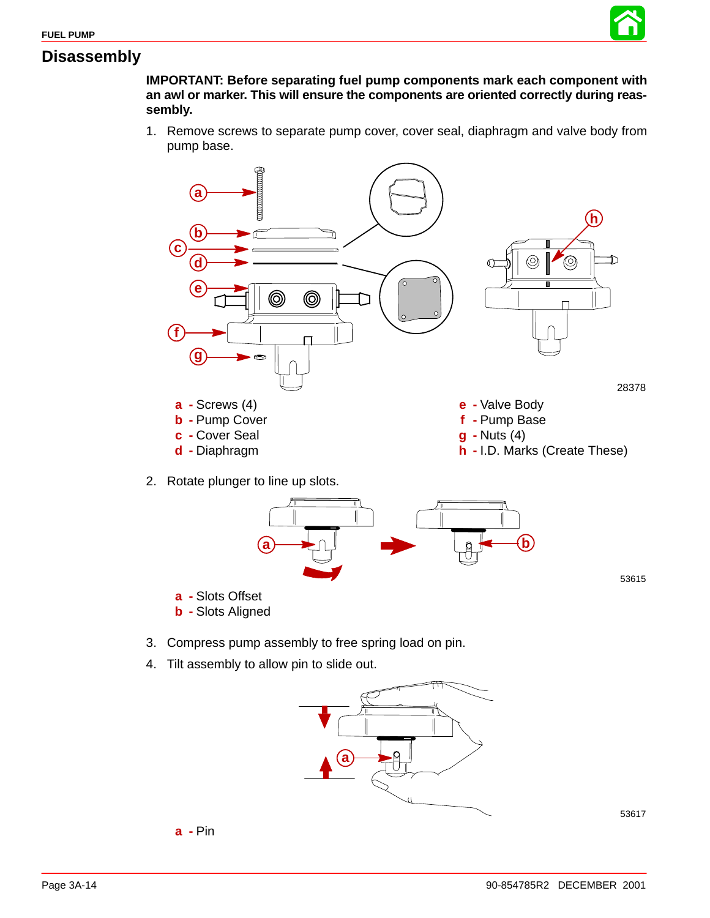## Disassembly

**IMPORTANT: Before separating fuel pump components mark each component with an awl or marker. This will ensure the components are oriented correctly during reassembly.**

1. Remove screws to separate pump cover, cover seal, diaphragm and valve body from pump base.

28378

**a** - Screws (4)
**b** - Pump Cover
**c** - Cover Seal
**d** - Diaphragm
**e** - Valve Body
**f** - Pump Base
**g** - Nuts (4)
**h** - I.D. Marks (Create These)

2. Rotate plunger to line up slots.

53615

**a** - Slots Offset
**b** - Slots Aligned

3. Compress pump assembly to free spring load on pin.
4. Tilt assembly to allow pin to slide out.

53617

**a** - Pin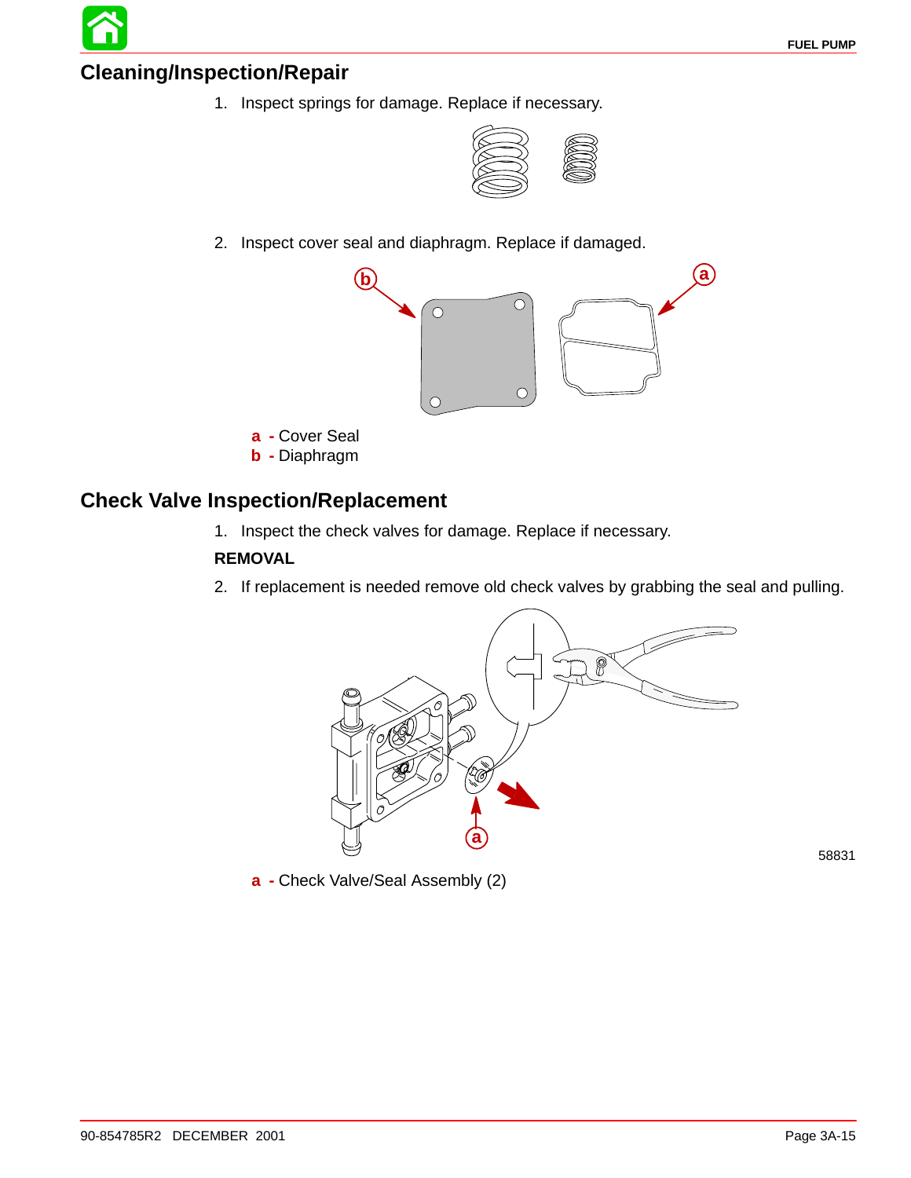## Cleaning/Inspection/Repair

1. Inspect springs for damage. Replace if necessary.

2. Inspect cover seal and diaphragm. Replace if damaged.

**a** - Cover Seal
**b** - Diaphragm

## Check Valve Inspection/Replacement

1. Inspect the check valves for damage. Replace if necessary.

**REMOVAL**

2. If replacement is needed remove old check valves by grabbing the seal and pulling.

58831

**a** - Check Valve/Seal Assembly (2)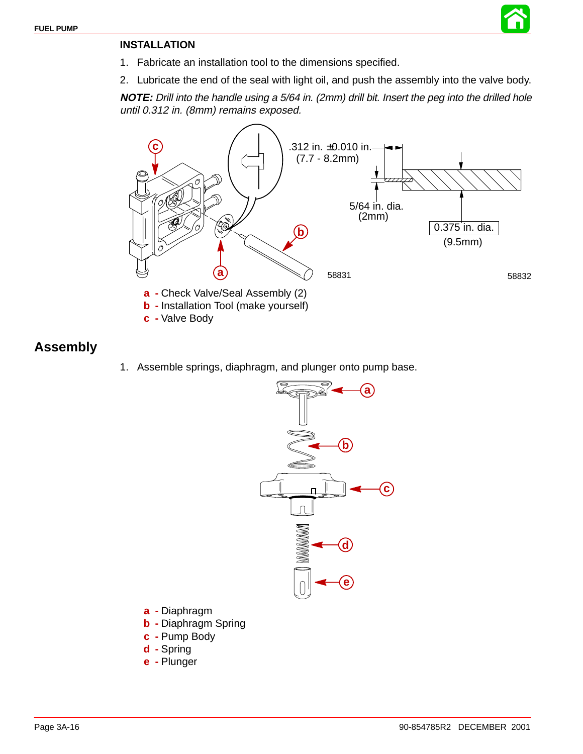### INSTALLATION

1. Fabricate an installation tool to the dimensions specified.
2. Lubricate the end of the seal with light oil, and push the assembly into the valve body.

***NOTE:*** *Drill into the handle using a 5/64 in. (2mm) drill bit. Insert the peg into the drilled hole until 0.312 in. (8mm) remains exposed.*

.312 in. ±0.010 in. (7.7 - 8.2mm)

5/64 in. dia. (2mm)

0.375 in. dia. (9.5mm)

58831

58832

**a** - Check Valve/Seal Assembly (2)
**b** - Installation Tool (make yourself)
**c** - Valve Body

## Assembly

1. Assemble springs, diaphragm, and plunger onto pump base.

**a** - Diaphragm
**b** - Diaphragm Spring
**c** - Pump Body
**d** - Spring
**e** - Plunger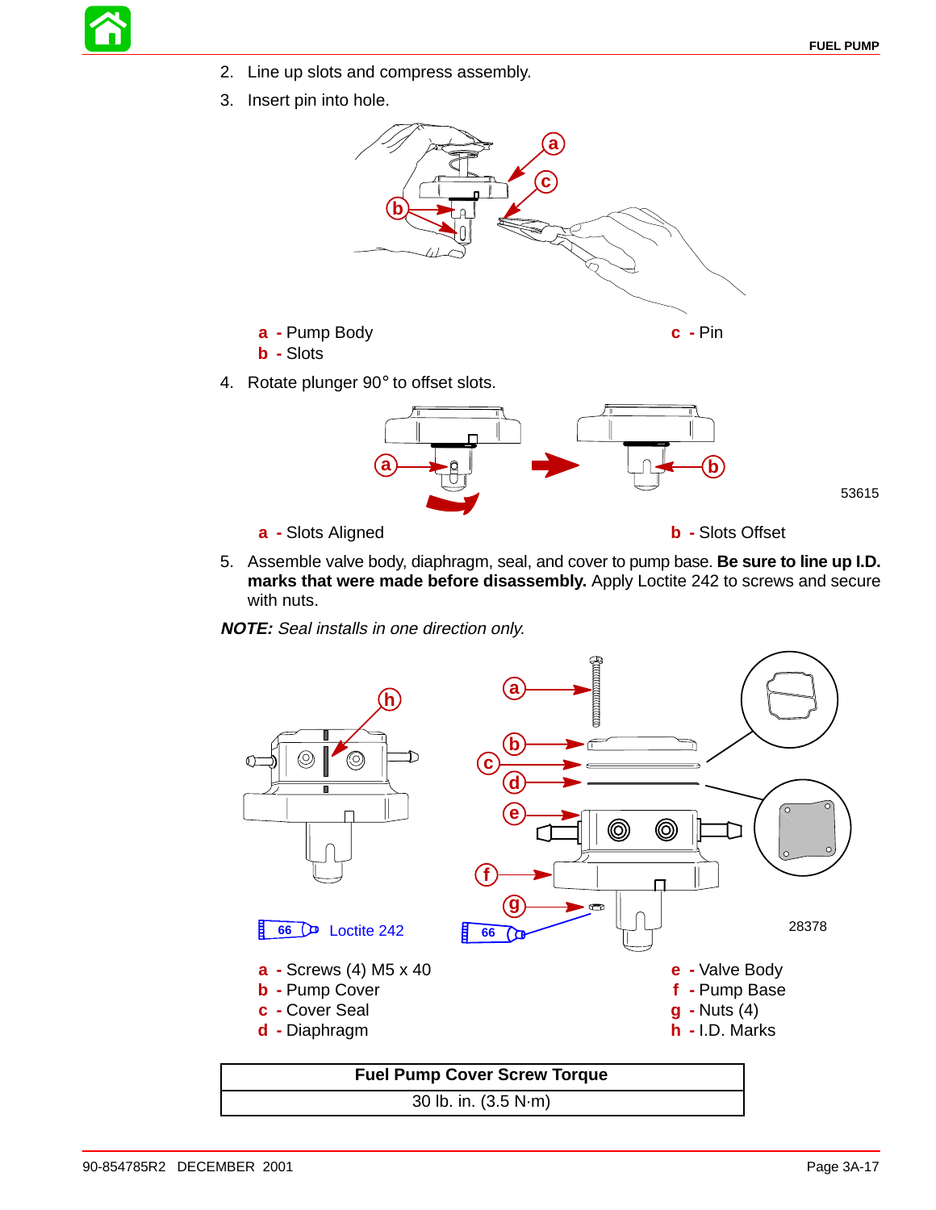2. Line up slots and compress assembly.
3. Insert pin into hole.

**a** - Pump Body
**b** - Slots
**c** - Pin

4. Rotate plunger 90° to offset slots.

53615

**a** - Slots Aligned
**b** - Slots Offset

5. Assemble valve body, diaphragm, seal, and cover to pump base. **Be sure to line up I.D. marks that were made before disassembly.** Apply Loctite 242 to screws and secure with nuts.

***NOTE:*** *Seal installs in one direction only.*

66 Loctite 242

66

28378

**a** - Screws (4) M5 x 40
**b** - Pump Cover
**c** - Cover Seal
**d** - Diaphragm
**e** - Valve Body
**f** - Pump Base
**g** - Nuts (4)
**h** - I.D. Marks

| Fuel Pump Cover Screw Torque |
|---|
| 30 lb. in. (3.5 N·m) |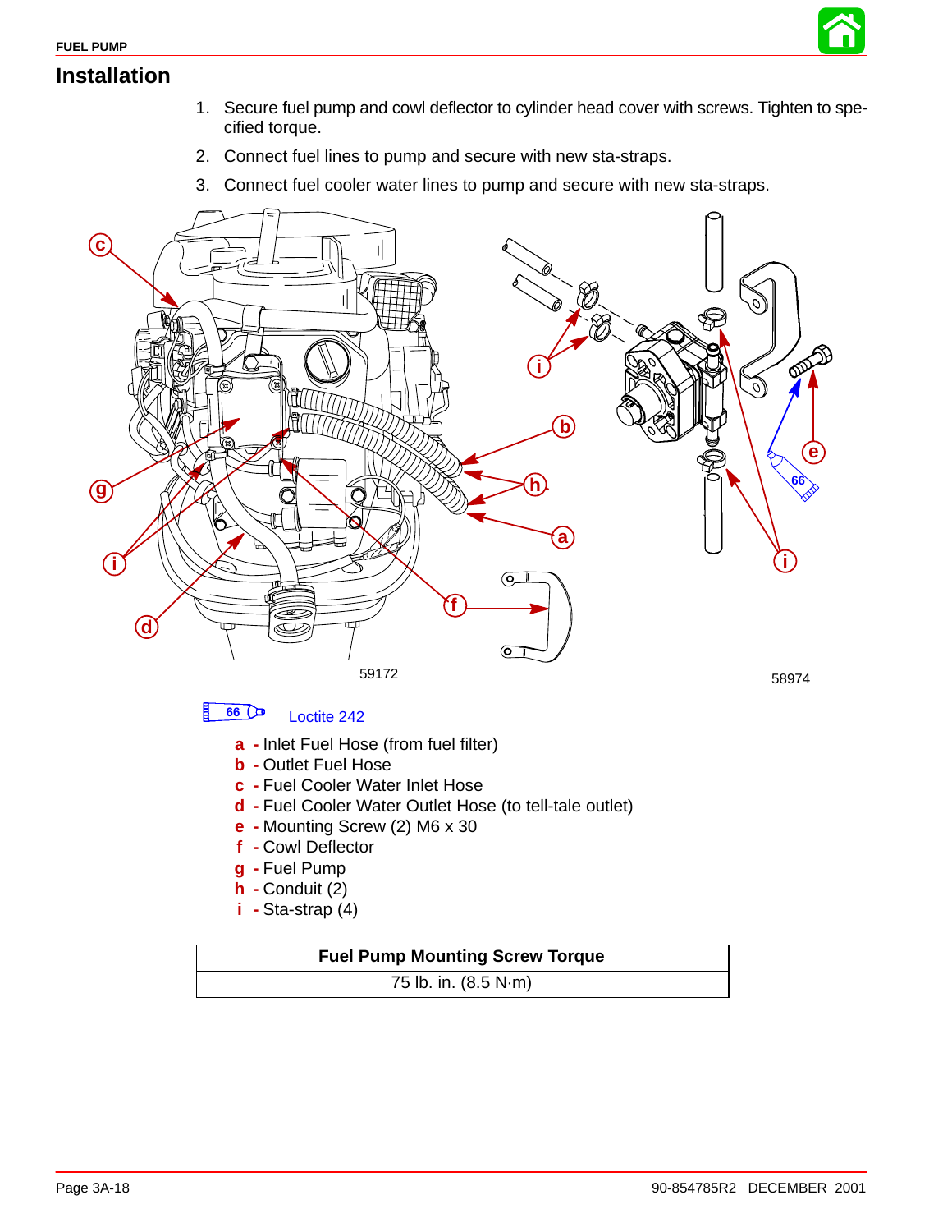## Installation

1. Secure fuel pump and cowl deflector to cylinder head cover with screws. Tighten to specified torque.
2. Connect fuel lines to pump and secure with new sta-straps.
3. Connect fuel cooler water lines to pump and secure with new sta-straps.

59172

58974

66 Loctite 242

- **a** - Inlet Fuel Hose (from fuel filter)
- **b** - Outlet Fuel Hose
- **c** - Fuel Cooler Water Inlet Hose
- **d** - Fuel Cooler Water Outlet Hose (to tell-tale outlet)
- **e** - Mounting Screw (2) M6 x 30
- **f** - Cowl Deflector
- **g** - Fuel Pump
- **h** - Conduit (2)
- **i** - Sta-strap (4)

| Fuel Pump Mounting Screw Torque |
|---|
| 75 lb. in. (8.5 N·m) |